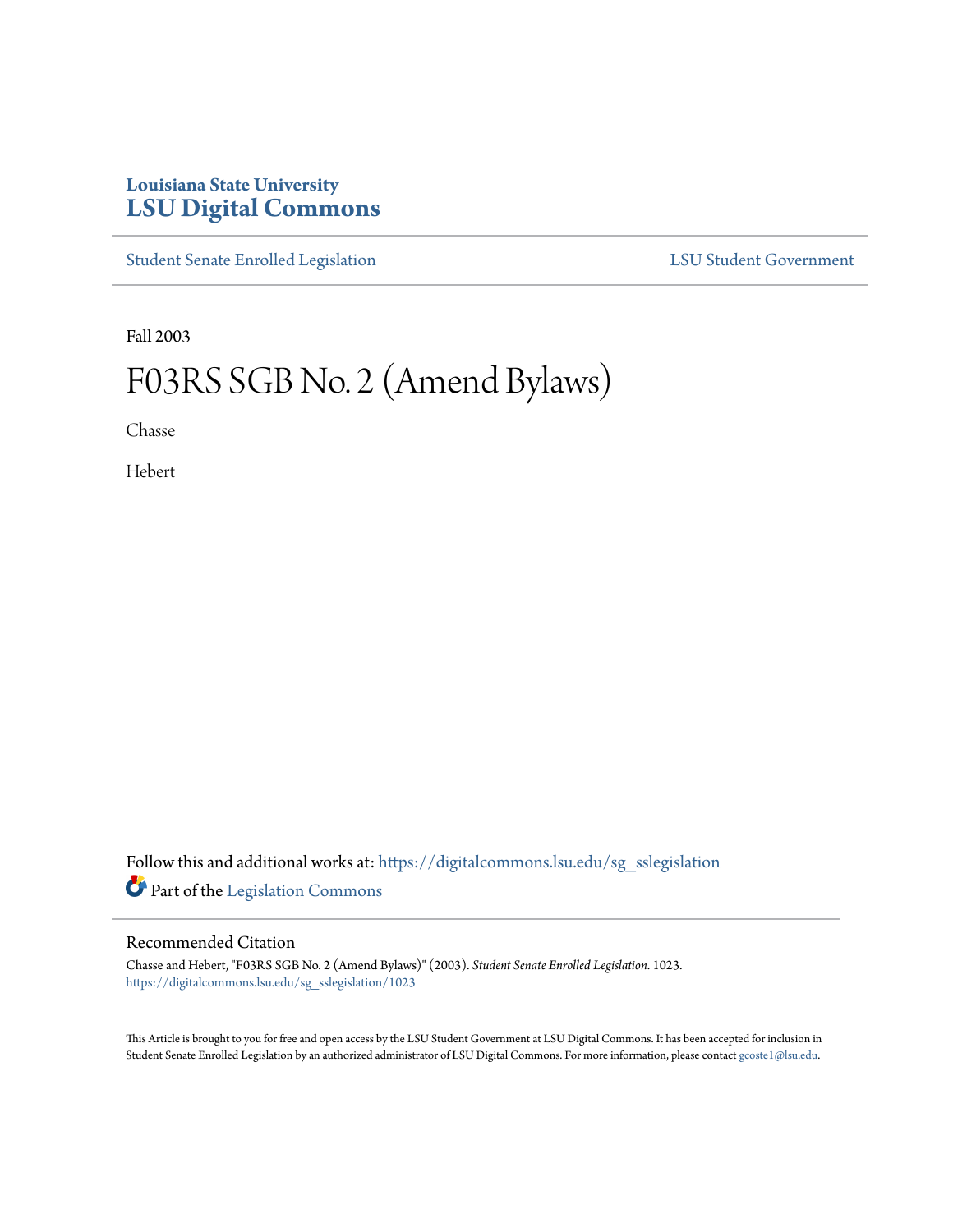Louisiana State University
# LSU Digital Commons

Student Senate Enrolled Legislation | LSU Student Government

Fall 2003

# F03RS SGB No. 2 (Amend Bylaws)

Chasse

Hebert

Follow this and additional works at: https://digitalcommons.lsu.edu/sg_sslegislation

Part of the Legislation Commons

## Recommended Citation

Chasse and Hebert, "F03RS SGB No. 2 (Amend Bylaws)" (2003). *Student Senate Enrolled Legislation*. 1023.
https://digitalcommons.lsu.edu/sg_sslegislation/1023

This Article is brought to you for free and open access by the LSU Student Government at LSU Digital Commons. It has been accepted for inclusion in Student Senate Enrolled Legislation by an authorized administrator of LSU Digital Commons. For more information, please contact gcoste1@lsu.edu.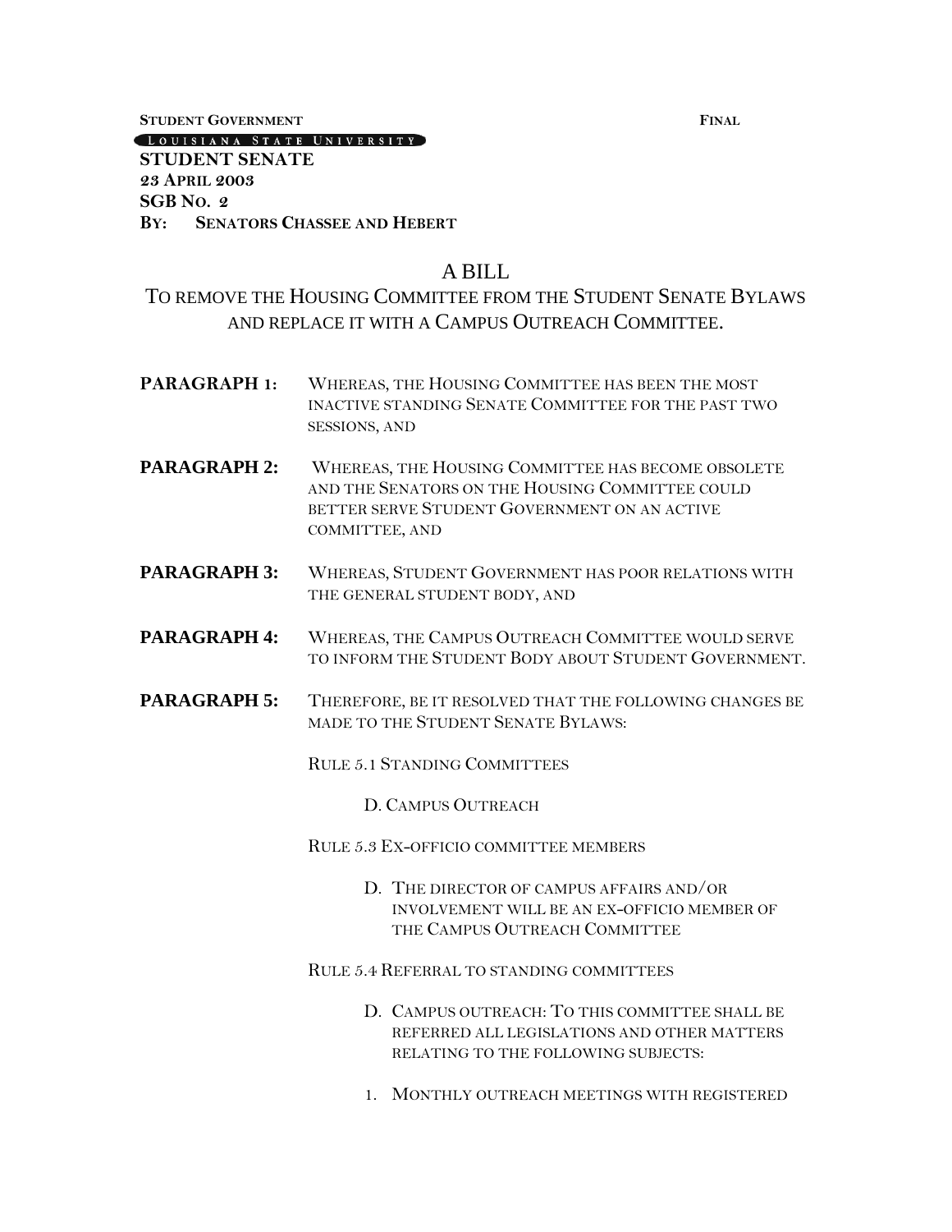**STUDENT GOVERNMENT** **FINAL**

LOUISIANA STATE UNIVERSITY

**STUDENT SENATE**
**23 APRIL 2003**
**SGB NO. 2**
**BY: SENATORS CHASSEE AND HEBERT**

# A BILL

## TO REMOVE THE HOUSING COMMITTEE FROM THE STUDENT SENATE BYLAWS AND REPLACE IT WITH A CAMPUS OUTREACH COMMITTEE.

**PARAGRAPH 1:** WHEREAS, THE HOUSING COMMITTEE HAS BEEN THE MOST INACTIVE STANDING SENATE COMMITTEE FOR THE PAST TWO SESSIONS, AND

**PARAGRAPH 2:** WHEREAS, THE HOUSING COMMITTEE HAS BECOME OBSOLETE AND THE SENATORS ON THE HOUSING COMMITTEE COULD BETTER SERVE STUDENT GOVERNMENT ON AN ACTIVE COMMITTEE, AND

**PARAGRAPH 3:** WHEREAS, STUDENT GOVERNMENT HAS POOR RELATIONS WITH THE GENERAL STUDENT BODY, AND

**PARAGRAPH 4:** WHEREAS, THE CAMPUS OUTREACH COMMITTEE WOULD SERVE TO INFORM THE STUDENT BODY ABOUT STUDENT GOVERNMENT.

**PARAGRAPH 5:** THEREFORE, BE IT RESOLVED THAT THE FOLLOWING CHANGES BE MADE TO THE STUDENT SENATE BYLAWS:

RULE 5.1 STANDING COMMITTEES

D. CAMPUS OUTREACH

RULE 5.3 EX-OFFICIO COMMITTEE MEMBERS

D. THE DIRECTOR OF CAMPUS AFFAIRS AND/OR INVOLVEMENT WILL BE AN EX-OFFICIO MEMBER OF THE CAMPUS OUTREACH COMMITTEE

RULE 5.4 REFERRAL TO STANDING COMMITTEES

D. CAMPUS OUTREACH: TO THIS COMMITTEE SHALL BE REFERRED ALL LEGISLATIONS AND OTHER MATTERS RELATING TO THE FOLLOWING SUBJECTS:

1. MONTHLY OUTREACH MEETINGS WITH REGISTERED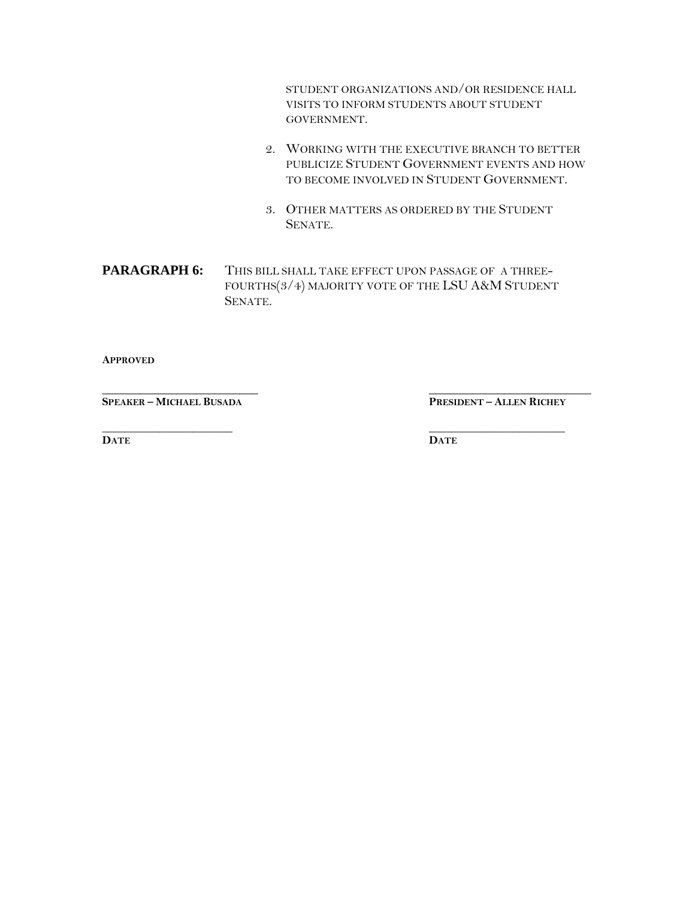STUDENT ORGANIZATIONS AND/OR RESIDENCE HALL VISITS TO INFORM STUDENTS ABOUT STUDENT GOVERNMENT.

2. WORKING WITH THE EXECUTIVE BRANCH TO BETTER PUBLICIZE STUDENT GOVERNMENT EVENTS AND HOW TO BECOME INVOLVED IN STUDENT GOVERNMENT.

3. OTHER MATTERS AS ORDERED BY THE STUDENT SENATE.

**PARAGRAPH 6:** THIS BILL SHALL TAKE EFFECT UPON PASSAGE OF A THREE-FOURTHS(3/4) MAJORITY VOTE OF THE LSU A&M STUDENT SENATE.

**APPROVED**

\_\_\_\_\_\_\_\_\_\_\_\_\_\_\_\_\_\_\_\_\_\_\_\_\_\_\_
**SPEAKER – MICHAEL BUSADA**

\_\_\_\_\_\_\_\_\_\_\_\_\_\_\_\_\_\_\_\_\_\_\_
**DATE**

\_\_\_\_\_\_\_\_\_\_\_\_\_\_\_\_\_\_\_\_\_\_\_\_\_\_\_\_
**PRESIDENT – ALLEN RICHEY**

\_\_\_\_\_\_\_\_\_\_\_\_\_\_\_\_\_\_\_\_\_\_\_\_
**DATE**